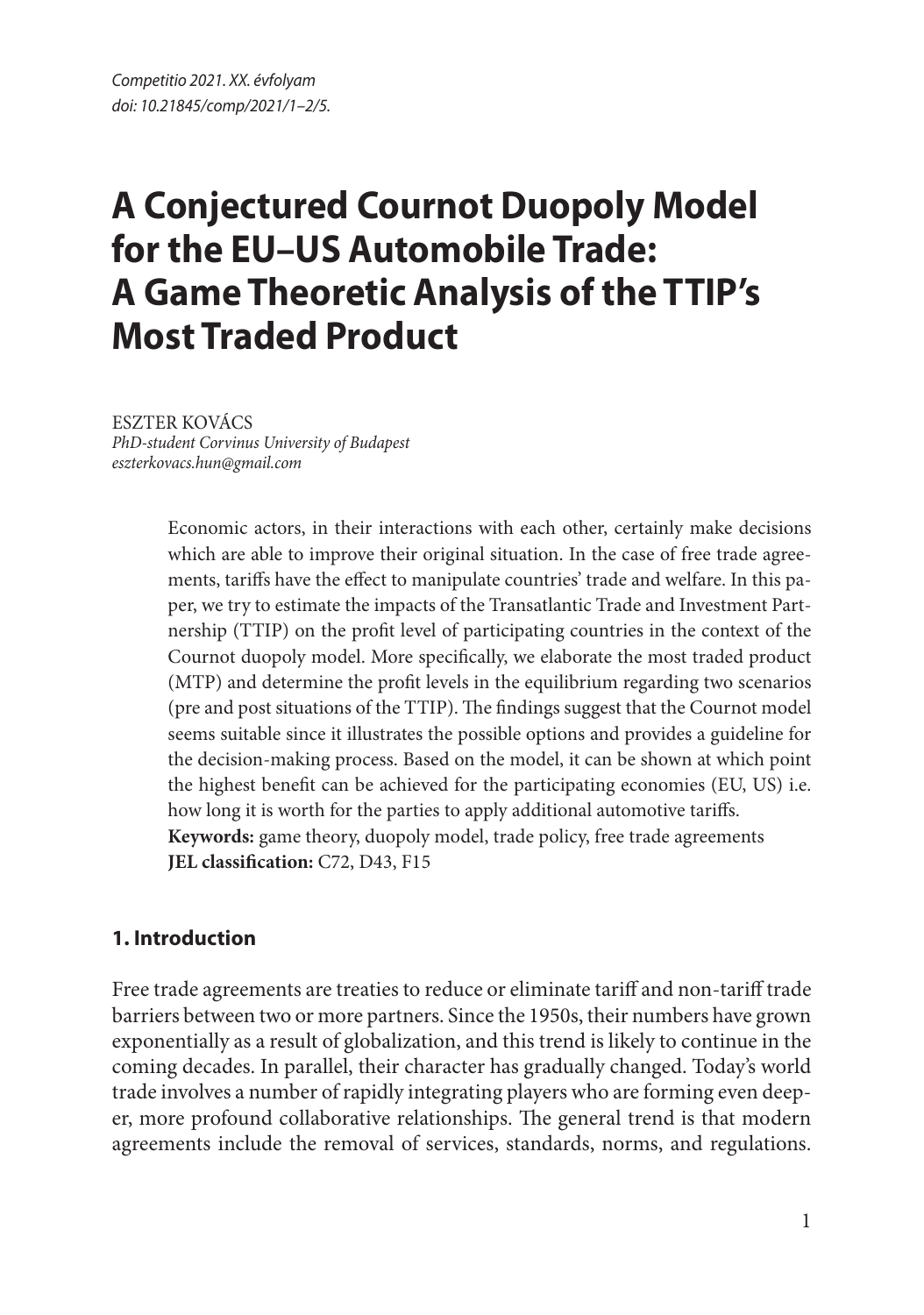# A Conjectured Cournot Duopoly Model for the EU–US Automobile Trade: A Game Theoretic Analysis of the TTIP's Most Traded Product

ESZTER KOVÁCS
*PhD-student Corvinus University of Budapest*
*eszterkovacs.hun@gmail.com*

Economic actors, in their interactions with each other, certainly make decisions which are able to improve their original situation. In the case of free trade agreements, tariffs have the effect to manipulate countries' trade and welfare. In this paper, we try to estimate the impacts of the Transatlantic Trade and Investment Partnership (TTIP) on the profit level of participating countries in the context of the Cournot duopoly model. More specifically, we elaborate the most traded product (MTP) and determine the profit levels in the equilibrium regarding two scenarios (pre and post situations of the TTIP). The findings suggest that the Cournot model seems suitable since it illustrates the possible options and provides a guideline for the decision-making process. Based on the model, it can be shown at which point the highest benefit can be achieved for the participating economies (EU, US) i.e. how long it is worth for the parties to apply additional automotive tariffs.

**Keywords:** game theory, duopoly model, trade policy, free trade agreements
**JEL classification:** C72, D43, F15

## 1. Introduction

Free trade agreements are treaties to reduce or eliminate tariff and non-tariff trade barriers between two or more partners. Since the 1950s, their numbers have grown exponentially as a result of globalization, and this trend is likely to continue in the coming decades. In parallel, their character has gradually changed. Today's world trade involves a number of rapidly integrating players who are forming even deeper, more profound collaborative relationships. The general trend is that modern agreements include the removal of services, standards, norms, and regulations.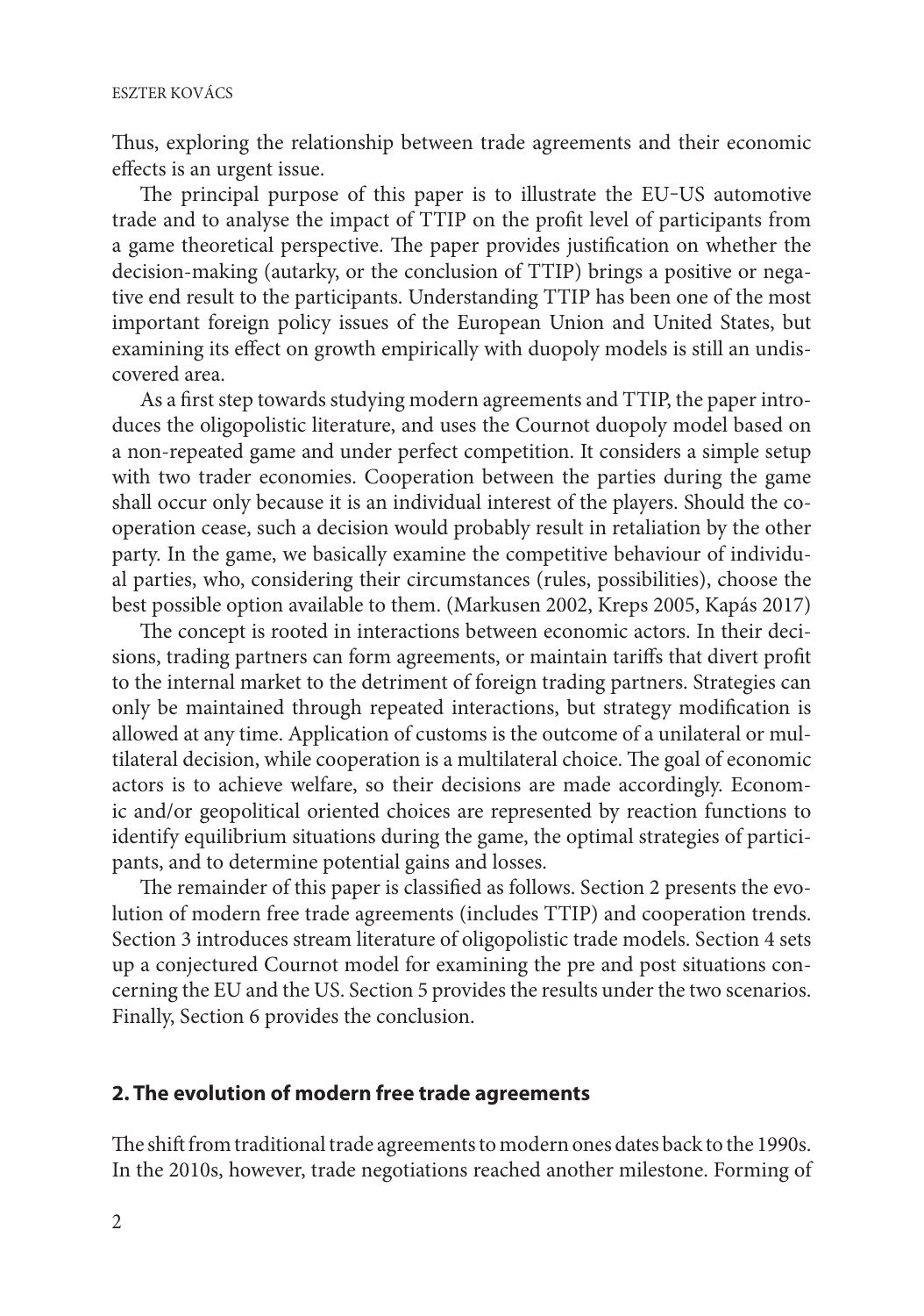Thus, exploring the relationship between trade agreements and their economic effects is an urgent issue.

The principal purpose of this paper is to illustrate the EU–US automotive trade and to analyse the impact of TTIP on the profit level of participants from a game theoretical perspective. The paper provides justification on whether the decision-making (autarky, or the conclusion of TTIP) brings a positive or negative end result to the participants. Understanding TTIP has been one of the most important foreign policy issues of the European Union and United States, but examining its effect on growth empirically with duopoly models is still an undiscovered area.

As a first step towards studying modern agreements and TTIP, the paper introduces the oligopolistic literature, and uses the Cournot duopoly model based on a non-repeated game and under perfect competition. It considers a simple setup with two trader economies. Cooperation between the parties during the game shall occur only because it is an individual interest of the players. Should the cooperation cease, such a decision would probably result in retaliation by the other party. In the game, we basically examine the competitive behaviour of individual parties, who, considering their circumstances (rules, possibilities), choose the best possible option available to them. (Markusen 2002, Kreps 2005, Kapás 2017)

The concept is rooted in interactions between economic actors. In their decisions, trading partners can form agreements, or maintain tariffs that divert profit to the internal market to the detriment of foreign trading partners. Strategies can only be maintained through repeated interactions, but strategy modification is allowed at any time. Application of customs is the outcome of a unilateral or multilateral decision, while cooperation is a multilateral choice. The goal of economic actors is to achieve welfare, so their decisions are made accordingly. Economic and/or geopolitical oriented choices are represented by reaction functions to identify equilibrium situations during the game, the optimal strategies of participants, and to determine potential gains and losses.

The remainder of this paper is classified as follows. Section 2 presents the evolution of modern free trade agreements (includes TTIP) and cooperation trends. Section 3 introduces stream literature of oligopolistic trade models. Section 4 sets up a conjectured Cournot model for examining the pre and post situations concerning the EU and the US. Section 5 provides the results under the two scenarios. Finally, Section 6 provides the conclusion.

## 2. The evolution of modern free trade agreements

The shift from traditional trade agreements to modern ones dates back to the 1990s. In the 2010s, however, trade negotiations reached another milestone. Forming of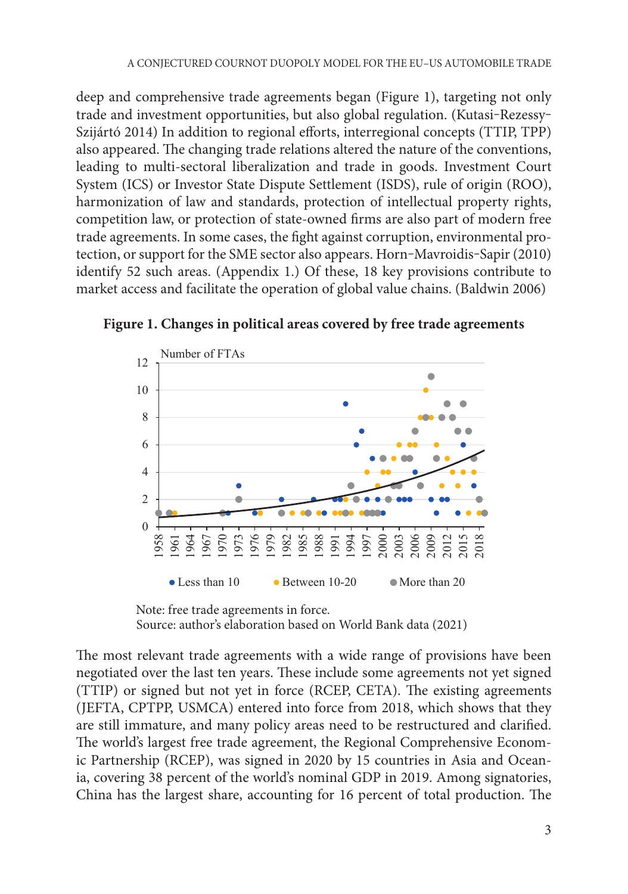deep and comprehensive trade agreements began (Figure 1), targeting not only trade and investment opportunities, but also global regulation. (Kutasi-Rezessy-Szijártó 2014) In addition to regional efforts, interregional concepts (TTIP, TPP) also appeared. The changing trade relations altered the nature of the conventions, leading to multi-sectoral liberalization and trade in goods. Investment Court System (ICS) or Investor State Dispute Settlement (ISDS), rule of origin (ROO), harmonization of law and standards, protection of intellectual property rights, competition law, or protection of state-owned firms are also part of modern free trade agreements. In some cases, the fight against corruption, environmental protection, or support for the SME sector also appears. Horn-Mavroidis-Sapir (2010) identify 52 such areas. (Appendix 1.) Of these, 18 key provisions contribute to market access and facilitate the operation of global value chains. (Baldwin 2006)

**Figure 1. Changes in political areas covered by free trade agreements**

Note: free trade agreements in force.
Source: author's elaboration based on World Bank data (2021)

The most relevant trade agreements with a wide range of provisions have been negotiated over the last ten years. These include some agreements not yet signed (TTIP) or signed but not yet in force (RCEP, CETA). The existing agreements (JEFTA, CPTPP, USMCA) entered into force from 2018, which shows that they are still immature, and many policy areas need to be restructured and clarified. The world's largest free trade agreement, the Regional Comprehensive Economic Partnership (RCEP), was signed in 2020 by 15 countries in Asia and Oceania, covering 38 percent of the world's nominal GDP in 2019. Among signatories, China has the largest share, accounting for 16 percent of total production. The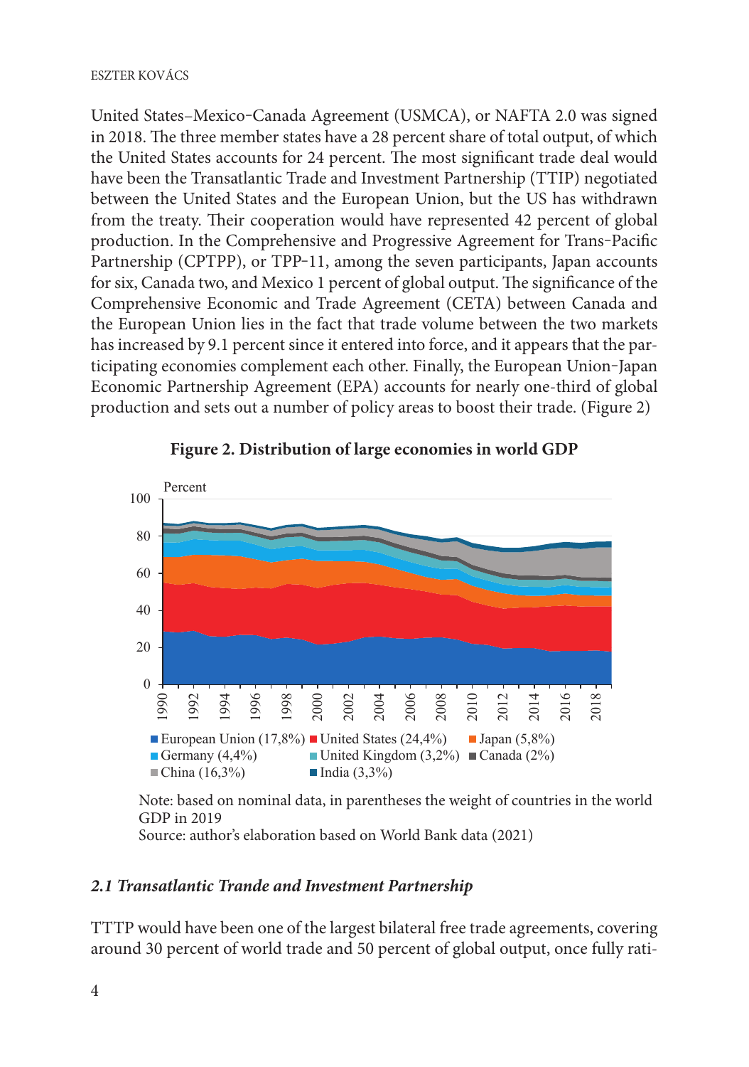United States–Mexico-Canada Agreement (USMCA), or NAFTA 2.0 was signed in 2018. The three member states have a 28 percent share of total output, of which the United States accounts for 24 percent. The most significant trade deal would have been the Transatlantic Trade and Investment Partnership (TTIP) negotiated between the United States and the European Union, but the US has withdrawn from the treaty. Their cooperation would have represented 42 percent of global production. In the Comprehensive and Progressive Agreement for Trans-Pacific Partnership (CPTPP), or TPP-11, among the seven participants, Japan accounts for six, Canada two, and Mexico 1 percent of global output. The significance of the Comprehensive Economic and Trade Agreement (CETA) between Canada and the European Union lies in the fact that trade volume between the two markets has increased by 9.1 percent since it entered into force, and it appears that the participating economies complement each other. Finally, the European Union-Japan Economic Partnership Agreement (EPA) accounts for nearly one-third of global production and sets out a number of policy areas to boost their trade. (Figure 2)

**Figure 2. Distribution of large economies in world GDP**

Note: based on nominal data, in parentheses the weight of countries in the world GDP in 2019
Source: author's elaboration based on World Bank data (2021)

### *2.1 Transatlantic Trande and Investment Partnership*

TTTP would have been one of the largest bilateral free trade agreements, covering around 30 percent of world trade and 50 percent of global output, once fully rati-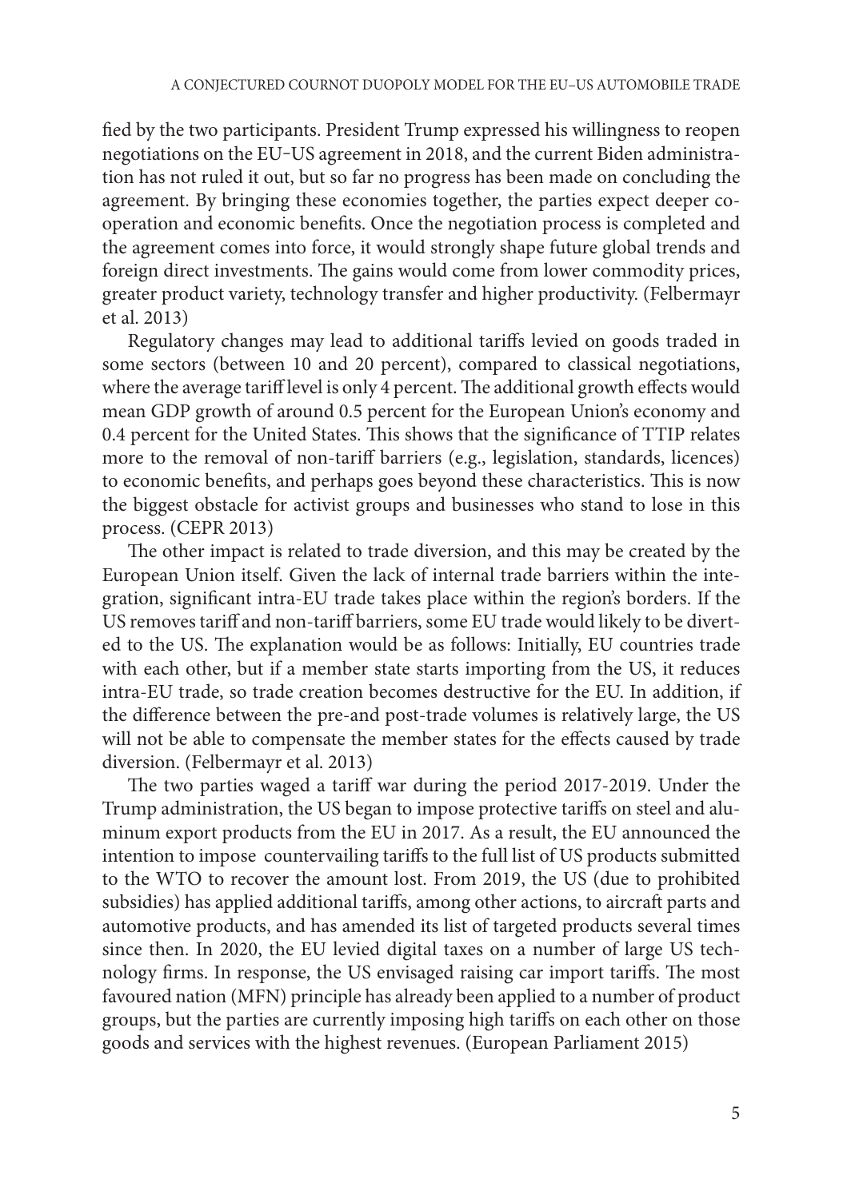fied by the two participants. President Trump expressed his willingness to reopen negotiations on the EU-US agreement in 2018, and the current Biden administration has not ruled it out, but so far no progress has been made on concluding the agreement. By bringing these economies together, the parties expect deeper cooperation and economic benefits. Once the negotiation process is completed and the agreement comes into force, it would strongly shape future global trends and foreign direct investments. The gains would come from lower commodity prices, greater product variety, technology transfer and higher productivity. (Felbermayr et al. 2013)

Regulatory changes may lead to additional tariffs levied on goods traded in some sectors (between 10 and 20 percent), compared to classical negotiations, where the average tariff level is only 4 percent. The additional growth effects would mean GDP growth of around 0.5 percent for the European Union's economy and 0.4 percent for the United States. This shows that the significance of TTIP relates more to the removal of non-tariff barriers (e.g., legislation, standards, licences) to economic benefits, and perhaps goes beyond these characteristics. This is now the biggest obstacle for activist groups and businesses who stand to lose in this process. (CEPR 2013)

The other impact is related to trade diversion, and this may be created by the European Union itself. Given the lack of internal trade barriers within the integration, significant intra-EU trade takes place within the region's borders. If the US removes tariff and non-tariff barriers, some EU trade would likely to be diverted to the US. The explanation would be as follows: Initially, EU countries trade with each other, but if a member state starts importing from the US, it reduces intra-EU trade, so trade creation becomes destructive for the EU. In addition, if the difference between the pre-and post-trade volumes is relatively large, the US will not be able to compensate the member states for the effects caused by trade diversion. (Felbermayr et al. 2013)

The two parties waged a tariff war during the period 2017-2019. Under the Trump administration, the US began to impose protective tariffs on steel and aluminum export products from the EU in 2017. As a result, the EU announced the intention to impose countervailing tariffs to the full list of US products submitted to the WTO to recover the amount lost. From 2019, the US (due to prohibited subsidies) has applied additional tariffs, among other actions, to aircraft parts and automotive products, and has amended its list of targeted products several times since then. In 2020, the EU levied digital taxes on a number of large US technology firms. In response, the US envisaged raising car import tariffs. The most favoured nation (MFN) principle has already been applied to a number of product groups, but the parties are currently imposing high tariffs on each other on those goods and services with the highest revenues. (European Parliament 2015)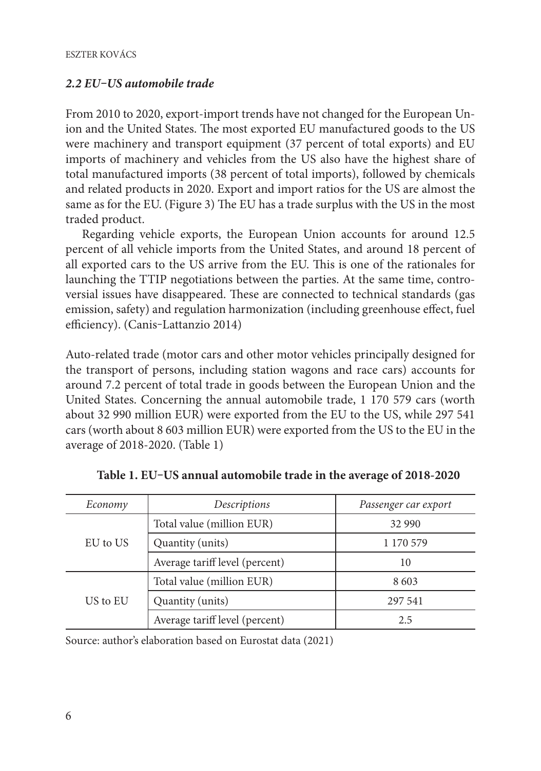### *2.2 EU–US automobile trade*

From 2010 to 2020, export-import trends have not changed for the European Union and the United States. The most exported EU manufactured goods to the US were machinery and transport equipment (37 percent of total exports) and EU imports of machinery and vehicles from the US also have the highest share of total manufactured imports (38 percent of total imports), followed by chemicals and related products in 2020. Export and import ratios for the US are almost the same as for the EU. (Figure 3) The EU has a trade surplus with the US in the most traded product.

Regarding vehicle exports, the European Union accounts for around 12.5 percent of all vehicle imports from the United States, and around 18 percent of all exported cars to the US arrive from the EU. This is one of the rationales for launching the TTIP negotiations between the parties. At the same time, controversial issues have disappeared. These are connected to technical standards (gas emission, safety) and regulation harmonization (including greenhouse effect, fuel efficiency). (Canis–Lattanzio 2014)

Auto-related trade (motor cars and other motor vehicles principally designed for the transport of persons, including station wagons and race cars) accounts for around 7.2 percent of total trade in goods between the European Union and the United States. Concerning the annual automobile trade, 1 170 579 cars (worth about 32 990 million EUR) were exported from the EU to the US, while 297 541 cars (worth about 8 603 million EUR) were exported from the US to the EU in the average of 2018-2020. (Table 1)

**Table 1. EU–US annual automobile trade in the average of 2018-2020**

| *Economy* | *Descriptions* | *Passenger car export* |
|---|---|---|
| EU to US | Total value (million EUR) | 32 990 |
| | Quantity (units) | 1 170 579 |
| | Average tariff level (percent) | 10 |
| US to EU | Total value (million EUR) | 8 603 |
| | Quantity (units) | 297 541 |
| | Average tariff level (percent) | 2.5 |

Source: author's elaboration based on Eurostat data (2021)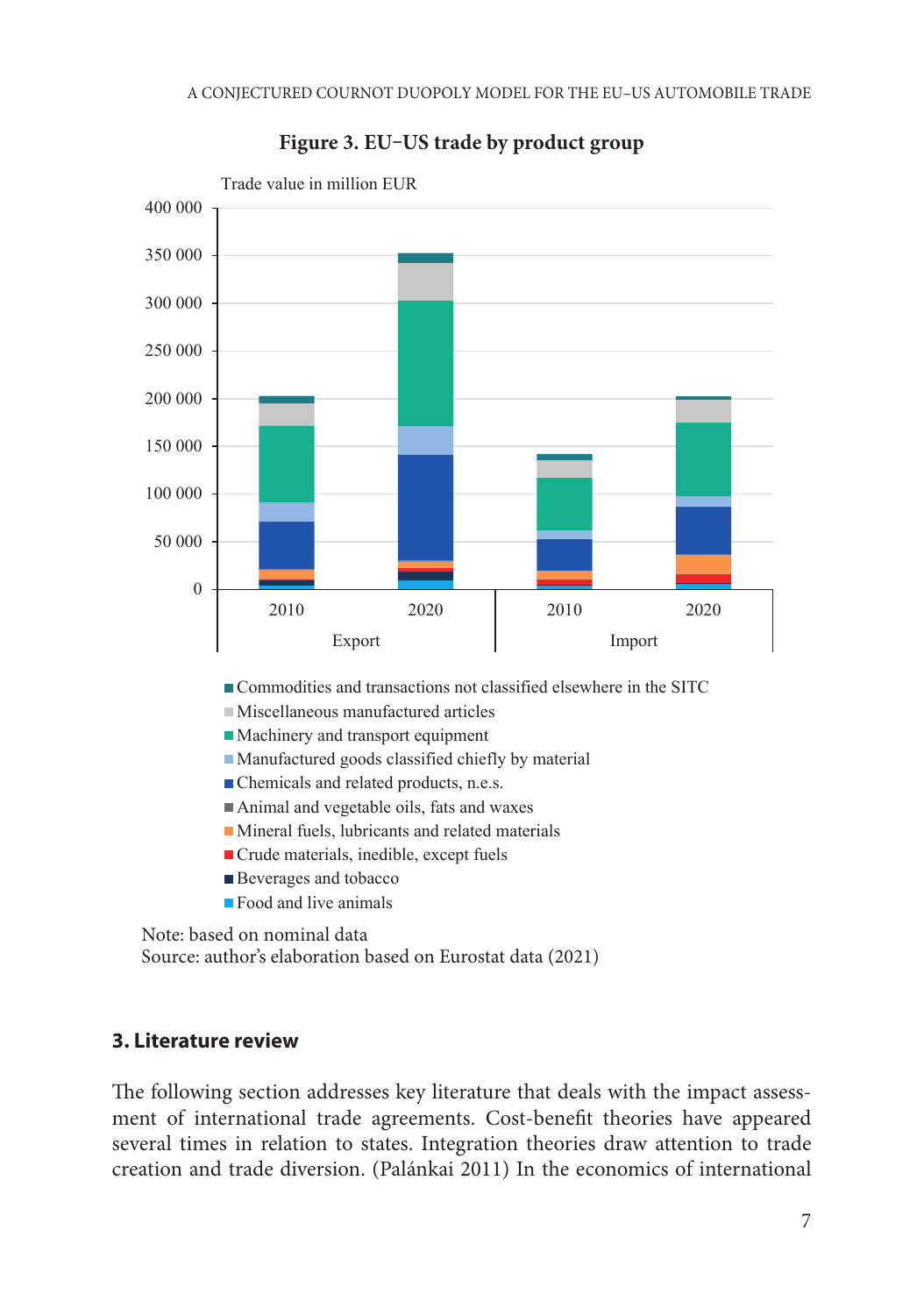**Figure 3. EU–US trade by product group**

Trade value in million EUR

Note: based on nominal data
Source: author's elaboration based on Eurostat data (2021)

## 3. Literature review

The following section addresses key literature that deals with the impact assessment of international trade agreements. Cost-benefit theories have appeared several times in relation to states. Integration theories draw attention to trade creation and trade diversion. (Palánkai 2011) In the economics of international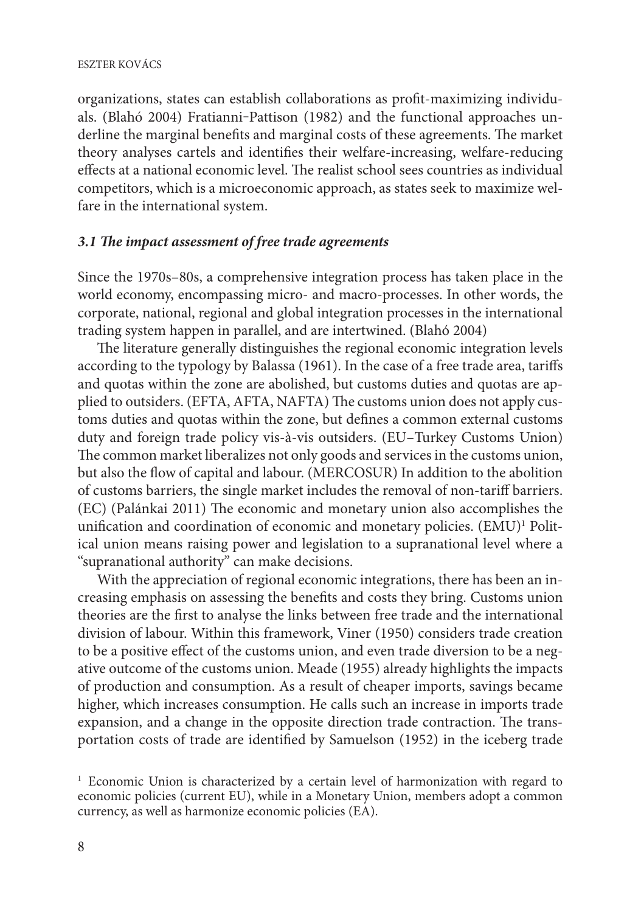organizations, states can establish collaborations as profit-maximizing individuals. (Blahó 2004) Fratianni-Pattison (1982) and the functional approaches underline the marginal benefits and marginal costs of these agreements. The market theory analyses cartels and identifies their welfare-increasing, welfare-reducing effects at a national economic level. The realist school sees countries as individual competitors, which is a microeconomic approach, as states seek to maximize welfare in the international system.

### *3.1 The impact assessment of free trade agreements*

Since the 1970s–80s, a comprehensive integration process has taken place in the world economy, encompassing micro- and macro-processes. In other words, the corporate, national, regional and global integration processes in the international trading system happen in parallel, and are intertwined. (Blahó 2004)

The literature generally distinguishes the regional economic integration levels according to the typology by Balassa (1961). In the case of a free trade area, tariffs and quotas within the zone are abolished, but customs duties and quotas are applied to outsiders. (EFTA, AFTA, NAFTA) The customs union does not apply customs duties and quotas within the zone, but defines a common external customs duty and foreign trade policy vis-à-vis outsiders. (EU–Turkey Customs Union) The common market liberalizes not only goods and services in the customs union, but also the flow of capital and labour. (MERCOSUR) In addition to the abolition of customs barriers, the single market includes the removal of non-tariff barriers. (EC) (Palánkai 2011) The economic and monetary union also accomplishes the unification and coordination of economic and monetary policies. (EMU)[1] Political union means raising power and legislation to a supranational level where a "supranational authority" can make decisions.

With the appreciation of regional economic integrations, there has been an increasing emphasis on assessing the benefits and costs they bring. Customs union theories are the first to analyse the links between free trade and the international division of labour. Within this framework, Viner (1950) considers trade creation to be a positive effect of the customs union, and even trade diversion to be a negative outcome of the customs union. Meade (1955) already highlights the impacts of production and consumption. As a result of cheaper imports, savings became higher, which increases consumption. He calls such an increase in imports trade expansion, and a change in the opposite direction trade contraction. The transportation costs of trade are identified by Samuelson (1952) in the iceberg trade

[1] Economic Union is characterized by a certain level of harmonization with regard to economic policies (current EU), while in a Monetary Union, members adopt a common currency, as well as harmonize economic policies (EA).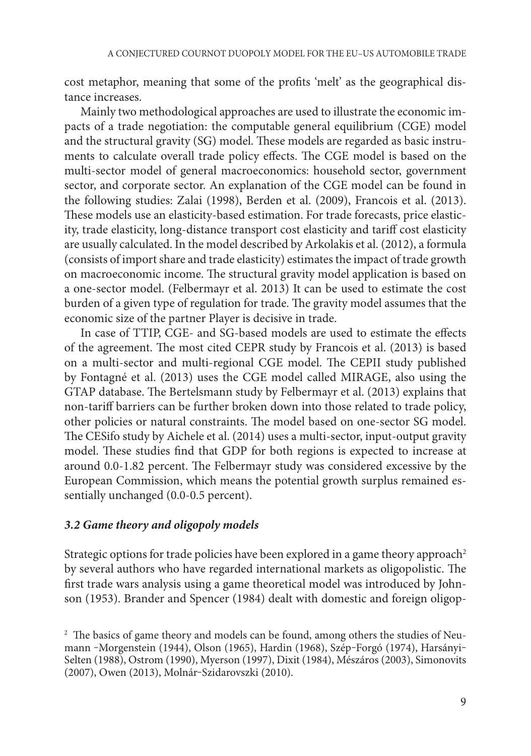cost metaphor, meaning that some of the profits 'melt' as the geographical distance increases.

Mainly two methodological approaches are used to illustrate the economic impacts of a trade negotiation: the computable general equilibrium (CGE) model and the structural gravity (SG) model. These models are regarded as basic instruments to calculate overall trade policy effects. The CGE model is based on the multi-sector model of general macroeconomics: household sector, government sector, and corporate sector. An explanation of the CGE model can be found in the following studies: Zalai (1998), Berden et al. (2009), Francois et al. (2013). These models use an elasticity-based estimation. For trade forecasts, price elasticity, trade elasticity, long-distance transport cost elasticity and tariff cost elasticity are usually calculated. In the model described by Arkolakis et al. (2012), a formula (consists of import share and trade elasticity) estimates the impact of trade growth on macroeconomic income. The structural gravity model application is based on a one-sector model. (Felbermayr et al. 2013) It can be used to estimate the cost burden of a given type of regulation for trade. The gravity model assumes that the economic size of the partner Player is decisive in trade.

In case of TTIP, CGE- and SG-based models are used to estimate the effects of the agreement. The most cited CEPR study by Francois et al. (2013) is based on a multi-sector and multi-regional CGE model. The CEPII study published by Fontagné et al. (2013) uses the CGE model called MIRAGE, also using the GTAP database. The Bertelsmann study by Felbermayr et al. (2013) explains that non-tariff barriers can be further broken down into those related to trade policy, other policies or natural constraints. The model based on one-sector SG model. The CESifo study by Aichele et al. (2014) uses a multi-sector, input-output gravity model. These studies find that GDP for both regions is expected to increase at around 0.0-1.82 percent. The Felbermayr study was considered excessive by the European Commission, which means the potential growth surplus remained essentially unchanged (0.0-0.5 percent).

### *3.2 Game theory and oligopoly models*

Strategic options for trade policies have been explored in a game theory approach[2] by several authors who have regarded international markets as oligopolistic. The first trade wars analysis using a game theoretical model was introduced by Johnson (1953). Brander and Spencer (1984) dealt with domestic and foreign oligop-

[2] The basics of game theory and models can be found, among others the studies of Neumann –Morgenstein (1944), Olson (1965), Hardin (1968), Szép–Forgó (1974), Harsányi–Selten (1988), Ostrom (1990), Myerson (1997), Dixit (1984), Mészáros (2003), Simonovits (2007), Owen (2013), Molnár–Szidarovszki (2010).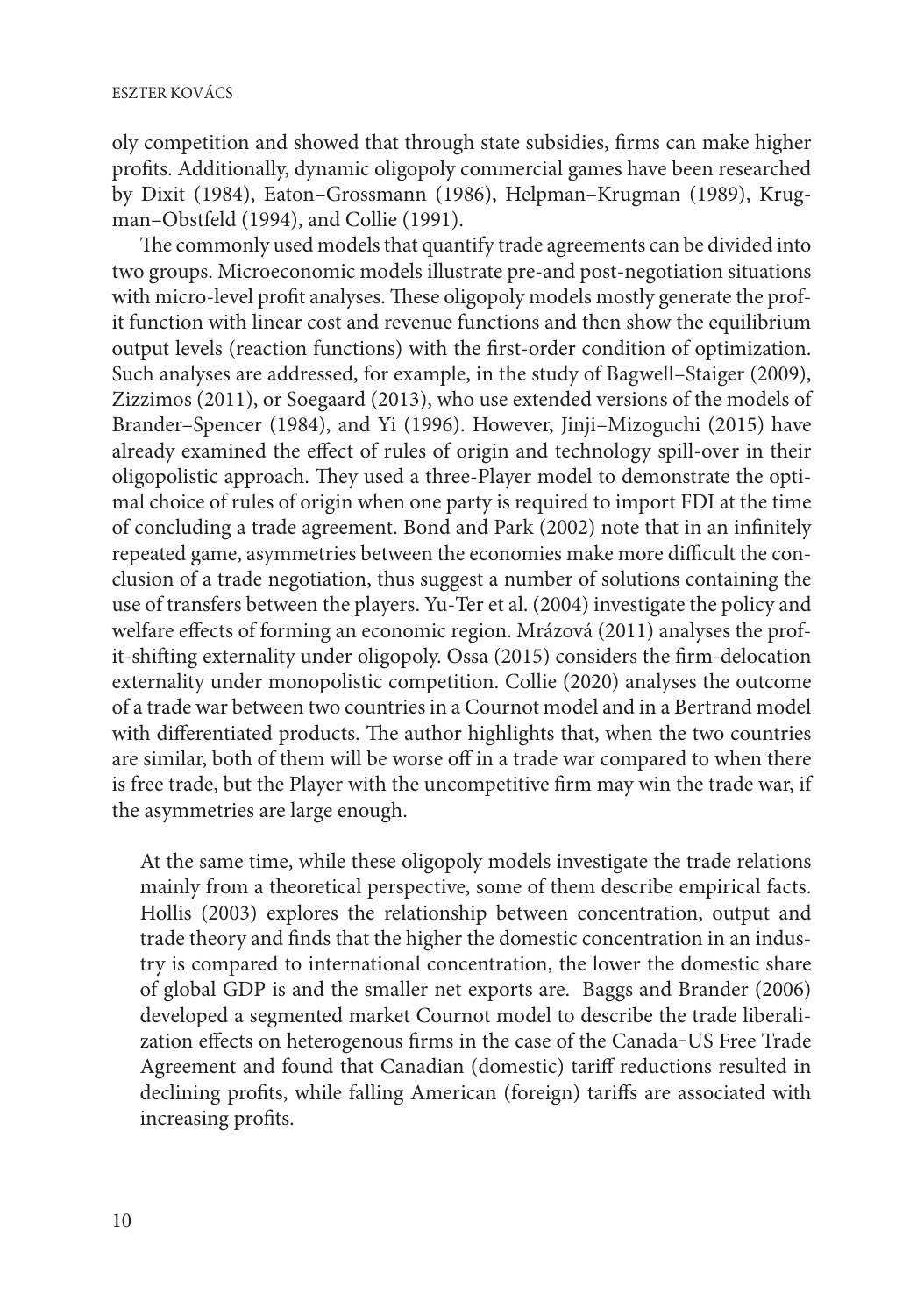oly competition and showed that through state subsidies, firms can make higher profits. Additionally, dynamic oligopoly commercial games have been researched by Dixit (1984), Eaton–Grossmann (1986), Helpman–Krugman (1989), Krugman–Obstfeld (1994), and Collie (1991).

The commonly used models that quantify trade agreements can be divided into two groups. Microeconomic models illustrate pre-and post-negotiation situations with micro-level profit analyses. These oligopoly models mostly generate the profit function with linear cost and revenue functions and then show the equilibrium output levels (reaction functions) with the first-order condition of optimization. Such analyses are addressed, for example, in the study of Bagwell–Staiger (2009), Zizzimos (2011), or Soegaard (2013), who use extended versions of the models of Brander–Spencer (1984), and Yi (1996). However, Jinji–Mizoguchi (2015) have already examined the effect of rules of origin and technology spill-over in their oligopolistic approach. They used a three-Player model to demonstrate the optimal choice of rules of origin when one party is required to import FDI at the time of concluding a trade agreement. Bond and Park (2002) note that in an infinitely repeated game, asymmetries between the economies make more difficult the conclusion of a trade negotiation, thus suggest a number of solutions containing the use of transfers between the players. Yu-Ter et al. (2004) investigate the policy and welfare effects of forming an economic region. Mrázová (2011) analyses the profit-shifting externality under oligopoly. Ossa (2015) considers the firm-delocation externality under monopolistic competition. Collie (2020) analyses the outcome of a trade war between two countries in a Cournot model and in a Bertrand model with differentiated products. The author highlights that, when the two countries are similar, both of them will be worse off in a trade war compared to when there is free trade, but the Player with the uncompetitive firm may win the trade war, if the asymmetries are large enough.

At the same time, while these oligopoly models investigate the trade relations mainly from a theoretical perspective, some of them describe empirical facts. Hollis (2003) explores the relationship between concentration, output and trade theory and finds that the higher the domestic concentration in an industry is compared to international concentration, the lower the domestic share of global GDP is and the smaller net exports are. Baggs and Brander (2006) developed a segmented market Cournot model to describe the trade liberalization effects on heterogenous firms in the case of the Canada–US Free Trade Agreement and found that Canadian (domestic) tariff reductions resulted in declining profits, while falling American (foreign) tariffs are associated with increasing profits.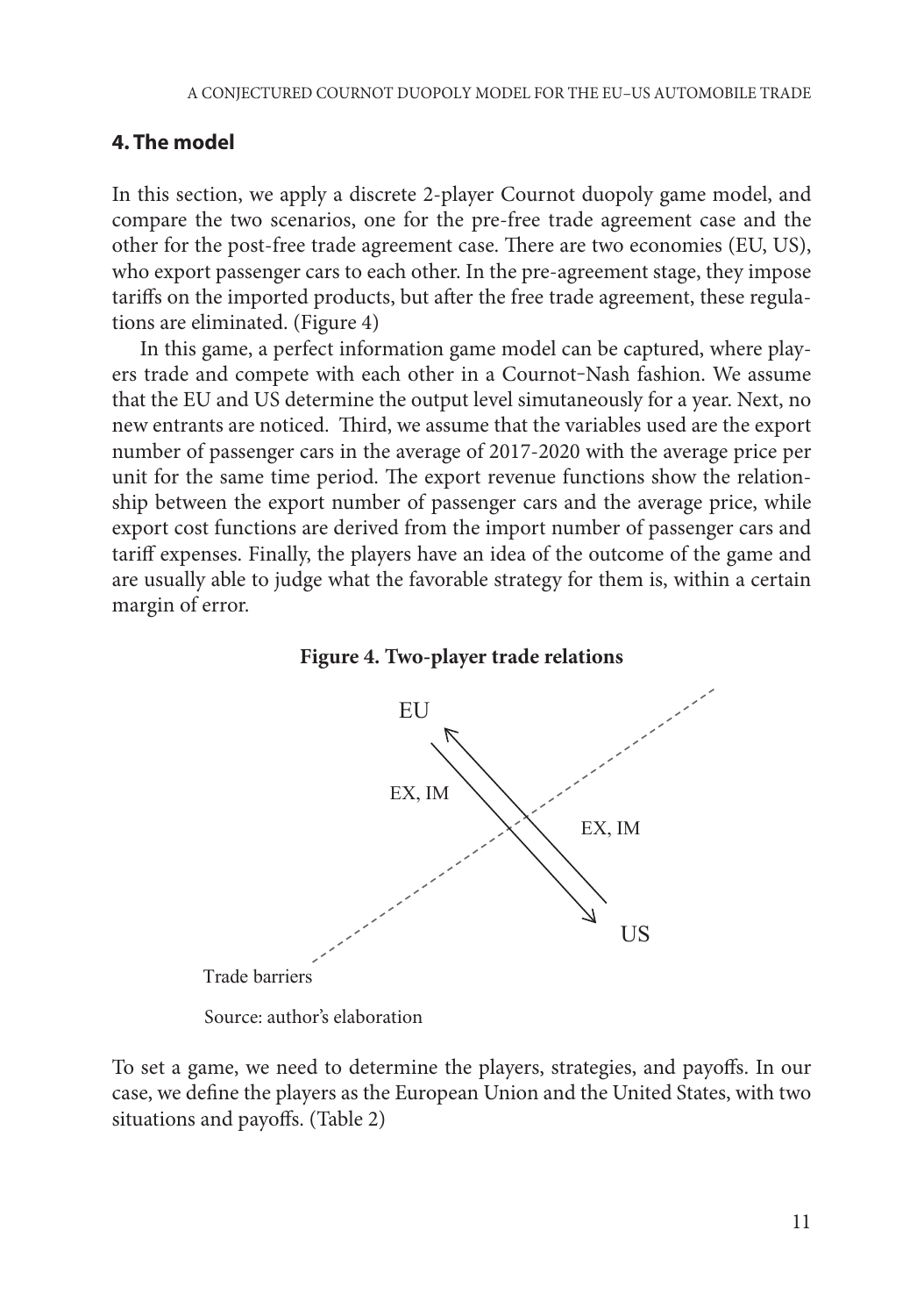## 4. The model

In this section, we apply a discrete 2-player Cournot duopoly game model, and compare the two scenarios, one for the pre-free trade agreement case and the other for the post-free trade agreement case. There are two economies (EU, US), who export passenger cars to each other. In the pre-agreement stage, they impose tariffs on the imported products, but after the free trade agreement, these regulations are eliminated. (Figure 4)

In this game, a perfect information game model can be captured, where players trade and compete with each other in a Cournot-Nash fashion. We assume that the EU and US determine the output level simutaneously for a year. Next, no new entrants are noticed. Third, we assume that the variables used are the export number of passenger cars in the average of 2017-2020 with the average price per unit for the same time period. The export revenue functions show the relationship between the export number of passenger cars and the average price, while export cost functions are derived from the import number of passenger cars and tariff expenses. Finally, the players have an idea of the outcome of the game and are usually able to judge what the favorable strategy for them is, within a certain margin of error.

**Figure 4. Two-player trade relations**

EU

EX, IM

EX, IM

US

Trade barriers

Source: author's elaboration

To set a game, we need to determine the players, strategies, and payoffs. In our case, we define the players as the European Union and the United States, with two situations and payoffs. (Table 2)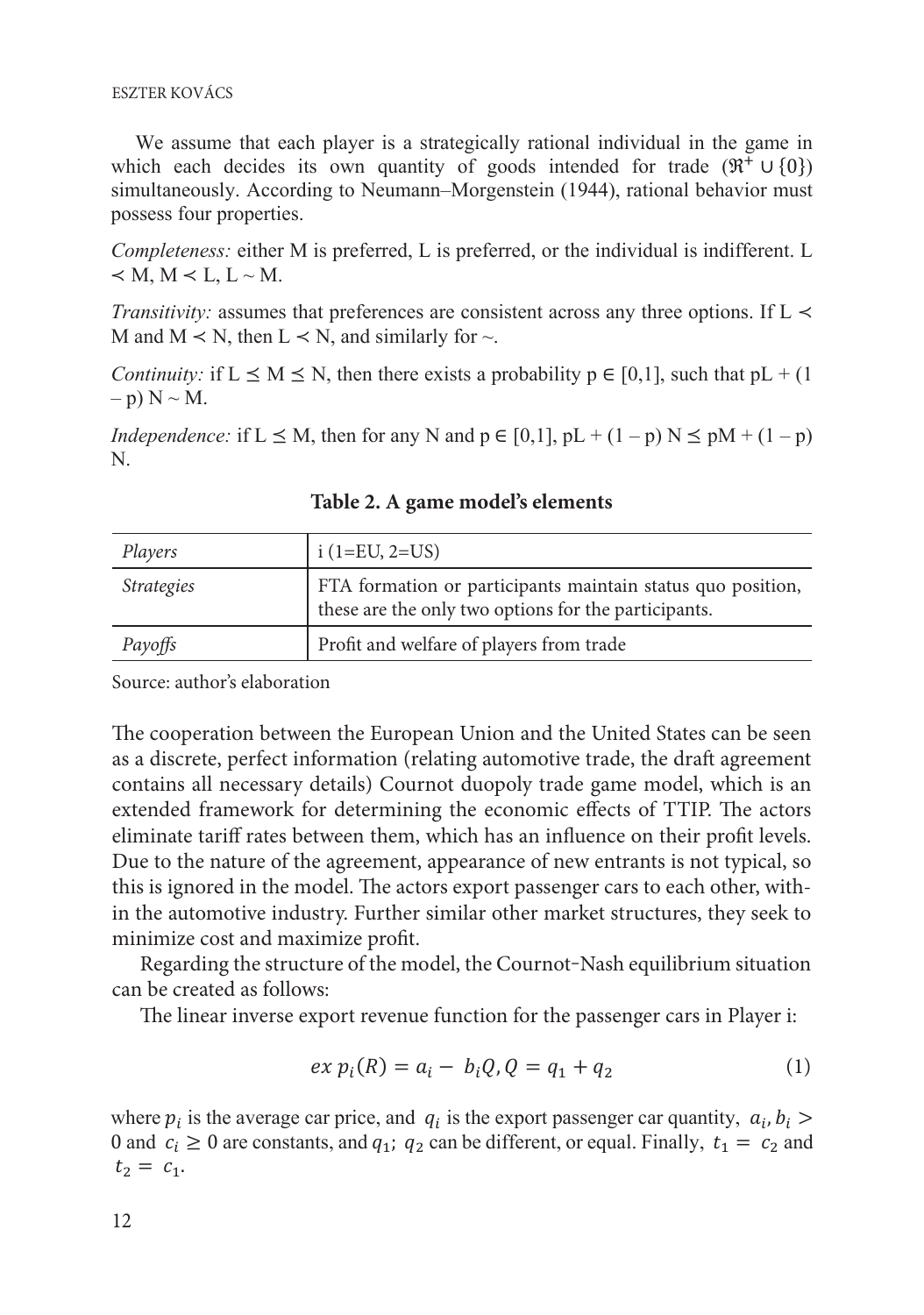We assume that each player is a strategically rational individual in the game in which each decides its own quantity of goods intended for trade ($\Re^{+} \cup \{0\}$) simultaneously. According to Neumann–Morgenstein (1944), rational behavior must possess four properties.

*Completeness:* either M is preferred, L is preferred, or the individual is indifferent. $L \prec M$, $M \prec L$, $L \sim M$.

*Transitivity:* assumes that preferences are consistent across any three options. If $L \prec M$ and $M \prec N$, then $L \prec N$, and similarly for $\sim$.

*Continuity:* if $L \preceq M \preceq N$, then there exists a probability $p \in [0,1]$, such that $pL + (1 - p) N \sim M$.

*Independence:* if $L \preceq M$, then for any N and $p \in [0,1]$, $pL + (1 - p) N \preceq pM + (1 - p) N$.

**Table 2. A game model's elements**

| | |
|---|---|
| *Players* | i (1=EU, 2=US) |
| *Strategies* | FTA formation or participants maintain status quo position, these are the only two options for the participants. |
| *Payoffs* | Profit and welfare of players from trade |

Source: author's elaboration

The cooperation between the European Union and the United States can be seen as a discrete, perfect information (relating automotive trade, the draft agreement contains all necessary details) Cournot duopoly trade game model, which is an extended framework for determining the economic effects of TTIP. The actors eliminate tariff rates between them, which has an influence on their profit levels. Due to the nature of the agreement, appearance of new entrants is not typical, so this is ignored in the model. The actors export passenger cars to each other, within the automotive industry. Further similar other market structures, they seek to minimize cost and maximize profit.

Regarding the structure of the model, the Cournot-Nash equilibrium situation can be created as follows:

The linear inverse export revenue function for the passenger cars in Player i:

$$ex\,p_i(R) = a_i - b_i Q, Q = q_1 + q_2 \tag{1}$$

where $p_i$ is the average car price, and $q_i$ is the export passenger car quantity, $a_i, b_i > 0$ and $c_i \geq 0$ are constants, and $q_1$; $q_2$ can be different, or equal. Finally, $t_1 = c_2$ and $t_2 = c_1$.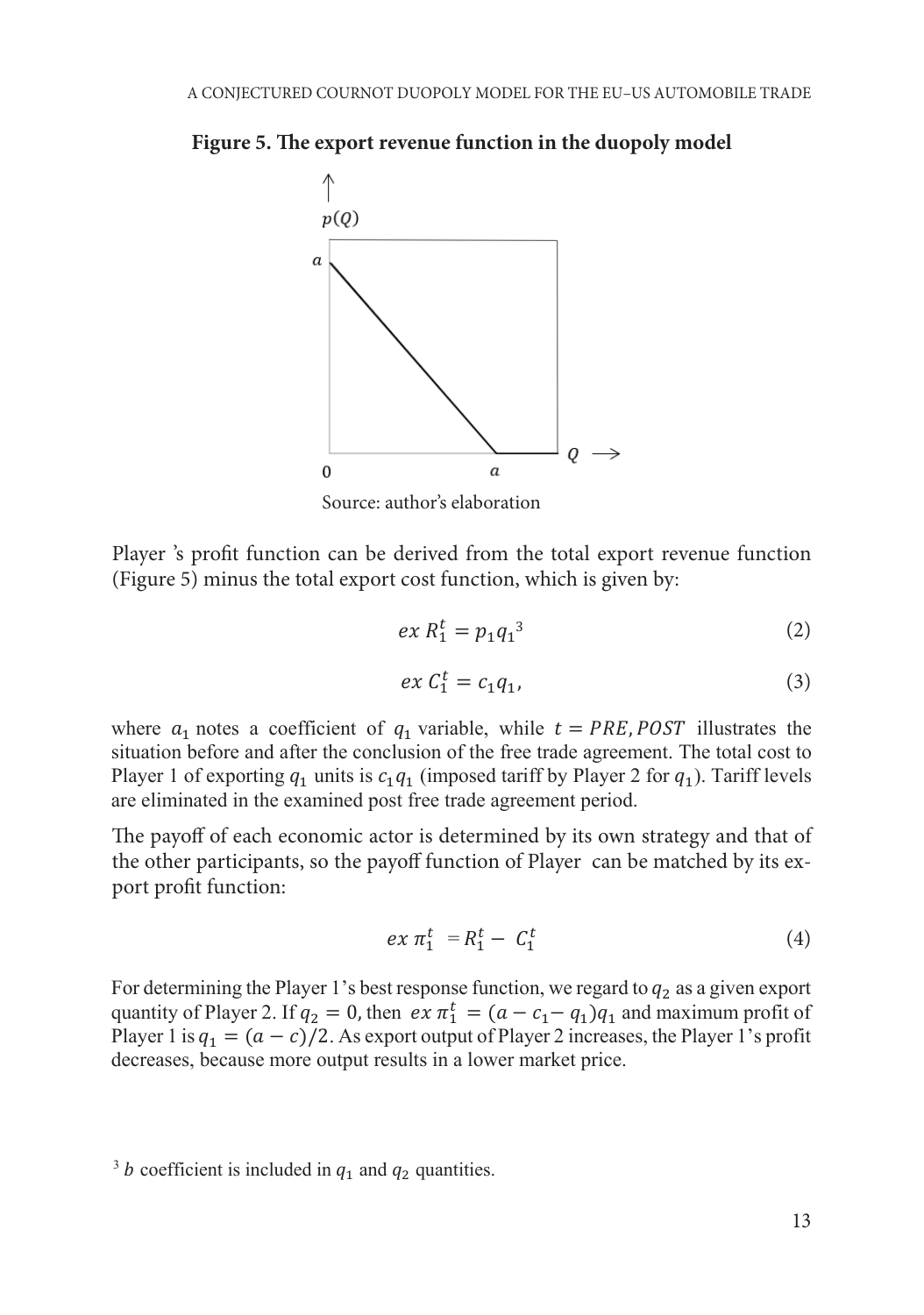**Figure 5. The export revenue function in the duopoly model**

Source: author's elaboration

Player 's profit function can be derived from the total export revenue function (Figure 5) minus the total export cost function, which is given by:

$$ex\ R_1^t = p_1 q_1{}^3 \tag{2}$$

$$ex\ C_1^t = c_1 q_1, \tag{3}$$

where $a_1$ notes a coefficient of $q_1$ variable, while $t = PRE, POST$ illustrates the situation before and after the conclusion of the free trade agreement. The total cost to Player 1 of exporting $q_1$ units is $c_1 q_1$ (imposed tariff by Player 2 for $q_1$). Tariff levels are eliminated in the examined post free trade agreement period.

The payoff of each economic actor is determined by its own strategy and that of the other participants, so the payoff function of Player can be matched by its export profit function:

$$ex\ \pi_1^t = R_1^t - C_1^t \tag{4}$$

For determining the Player 1's best response function, we regard to $q_2$ as a given export quantity of Player 2. If $q_2 = 0$, then $ex\ \pi_1^t = (a - c_1 - q_1)q_1$ and maximum profit of Player 1 is $q_1 = (a - c)/2$. As export output of Player 2 increases, the Player 1's profit decreases, because more output results in a lower market price.

[3] $b$ coefficient is included in $q_1$ and $q_2$ quantities.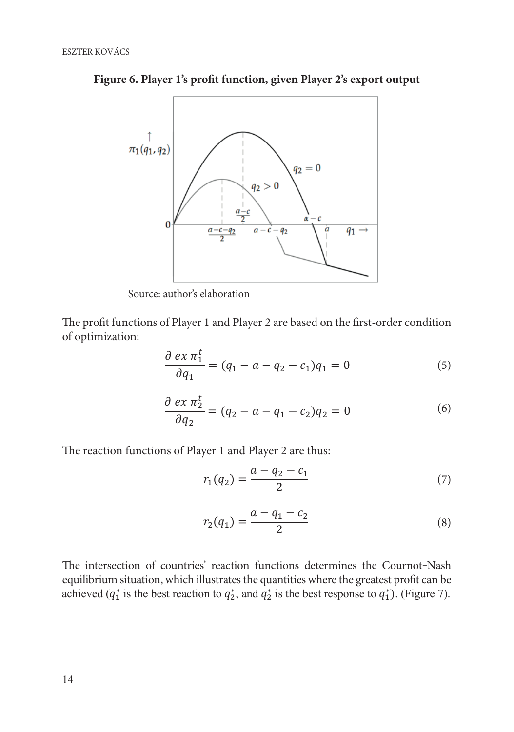**Figure 6. Player 1's profit function, given Player 2's export output**

Source: author's elaboration

The profit functions of Player 1 and Player 2 are based on the first-order condition of optimization:

$$\frac{\partial\ ex\ \pi_1^t}{\partial q_1} = (q_1 - a - q_2 - c_1)q_1 = 0 \tag{5}$$

$$\frac{\partial\ ex\ \pi_2^t}{\partial q_2} = (q_2 - a - q_1 - c_2)q_2 = 0 \tag{6}$$

The reaction functions of Player 1 and Player 2 are thus:

$$r_1(q_2) = \frac{a - q_2 - c_1}{2} \tag{7}$$

$$r_2(q_1) = \frac{a - q_1 - c_2}{2} \tag{8}$$

The intersection of countries' reaction functions determines the Cournot-Nash equilibrium situation, which illustrates the quantities where the greatest profit can be achieved ($q_1^*$ is the best reaction to $q_2^*$, and $q_2^*$ is the best response to $q_1^*$). (Figure 7).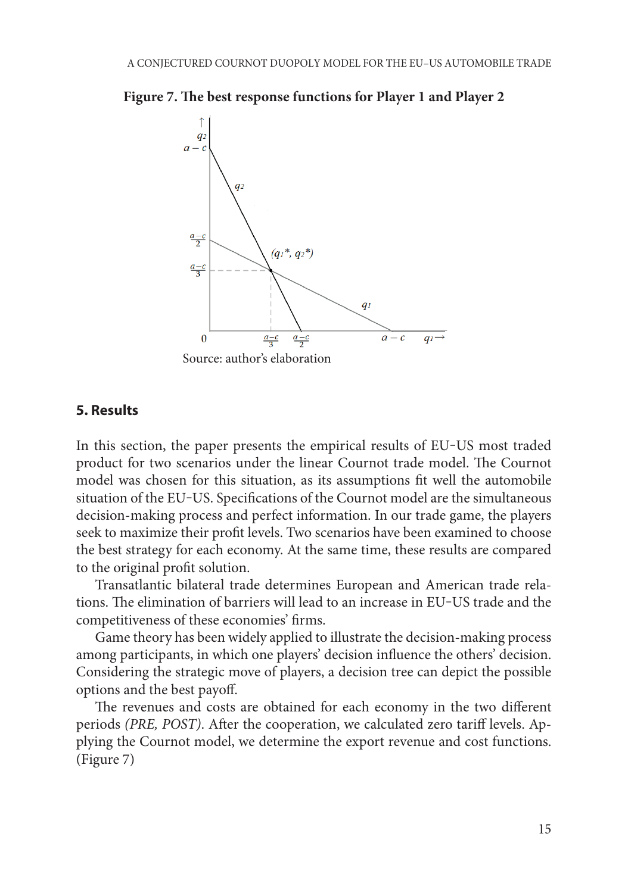**Figure 7. The best response functions for Player 1 and Player 2**

Source: author's elaboration

## 5. Results

In this section, the paper presents the empirical results of EU-US most traded product for two scenarios under the linear Cournot trade model. The Cournot model was chosen for this situation, as its assumptions fit well the automobile situation of the EU-US. Specifications of the Cournot model are the simultaneous decision-making process and perfect information. In our trade game, the players seek to maximize their profit levels. Two scenarios have been examined to choose the best strategy for each economy. At the same time, these results are compared to the original profit solution.

Transatlantic bilateral trade determines European and American trade relations. The elimination of barriers will lead to an increase in EU-US trade and the competitiveness of these economies' firms.

Game theory has been widely applied to illustrate the decision-making process among participants, in which one players' decision influence the others' decision. Considering the strategic move of players, a decision tree can depict the possible options and the best payoff.

The revenues and costs are obtained for each economy in the two different periods *(PRE, POST)*. After the cooperation, we calculated zero tariff levels. Applying the Cournot model, we determine the export revenue and cost functions. (Figure 7)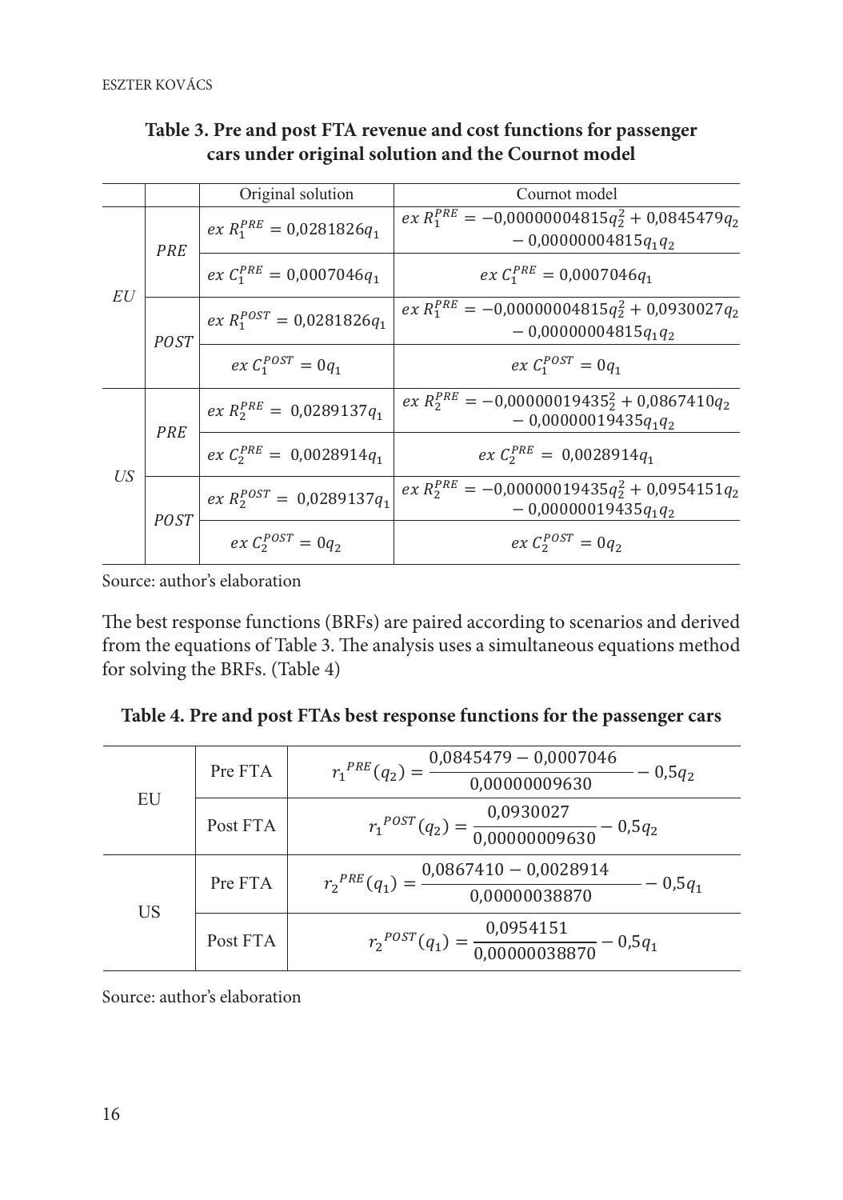**Table 3. Pre and post FTA revenue and cost functions for passenger cars under original solution and the Cournot model**

| | | Original solution | Cournot model |
|---|---|---|---|
| *EU* | *PRE* | $ex\ R_1^{PRE} = 0{,}0281826q_1$ | $ex\ R_1^{PRE} = -0{,}00000004815q_2^2 + 0{,}0845479q_2 - 0{,}00000004815q_1q_2$ |
| | | $ex\ C_1^{PRE} = 0{,}0007046q_1$ | $ex\ C_1^{PRE} = 0{,}0007046q_1$ |
| | *POST* | $ex\ R_1^{POST} = 0{,}0281826q_1$ | $ex\ R_1^{PRE} = -0{,}00000004815q_2^2 + 0{,}0930027q_2 - 0{,}00000004815q_1q_2$ |
| | | $ex\ C_1^{POST} = 0q_1$ | $ex\ C_1^{POST} = 0q_1$ |
| *US* | *PRE* | $ex\ R_2^{PRE} = 0{,}0289137q_1$ | $ex\ R_2^{PRE} = -0{,}00000019435_2^2 + 0{,}0867410q_2 - 0{,}00000019435q_1q_2$ |
| | | $ex\ C_2^{PRE} = 0{,}0028914q_1$ | $ex\ C_2^{PRE} = 0{,}0028914q_1$ |
| | *POST* | $ex\ R_2^{POST} = 0{,}0289137q_1$ | $ex\ R_2^{PRE} = -0{,}00000019435q_2^2 + 0{,}0954151q_2 - 0{,}00000019435q_1q_2$ |
| | | $ex\ C_2^{POST} = 0q_2$ | $ex\ C_2^{POST} = 0q_2$ |

Source: author's elaboration

The best response functions (BRFs) are paired according to scenarios and derived from the equations of Table 3. The analysis uses a simultaneous equations method for solving the BRFs. (Table 4)

**Table 4. Pre and post FTAs best response functions for the passenger cars**

| | | |
|---|---|---|
| EU | Pre FTA | $r_1^{PRE}(q_2) = \dfrac{0{,}0845479 - 0{,}0007046}{0{,}00000009630} - 0{,}5q_2$ |
| | Post FTA | $r_1^{POST}(q_2) = \dfrac{0{,}0930027}{0{,}00000009630} - 0{,}5q_2$ |
| US | Pre FTA | $r_2^{PRE}(q_1) = \dfrac{0{,}0867410 - 0{,}0028914}{0{,}00000038870} - 0{,}5q_1$ |
| | Post FTA | $r_2^{POST}(q_1) = \dfrac{0{,}0954151}{0{,}00000038870} - 0{,}5q_1$ |

Source: author's elaboration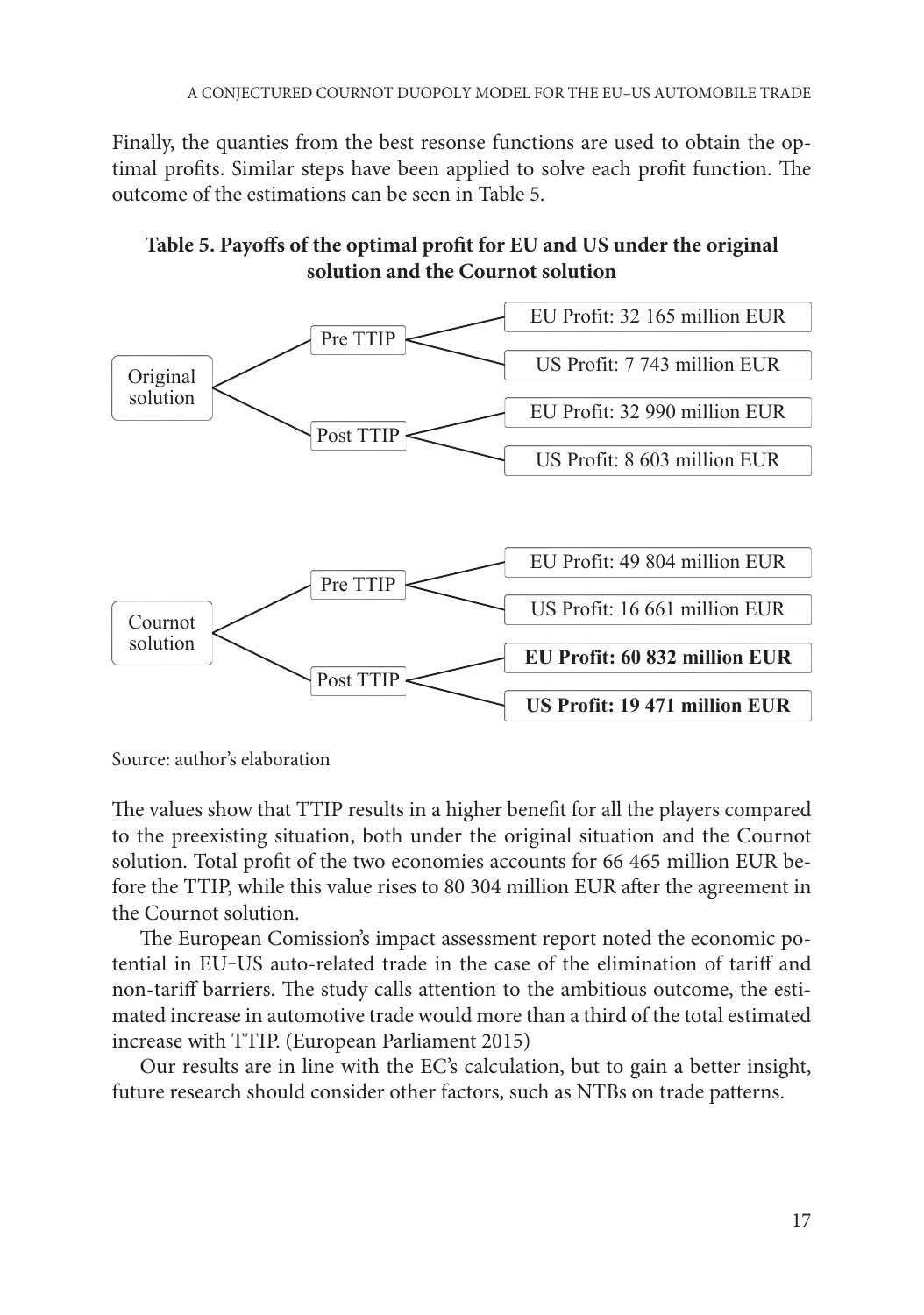Finally, the quanties from the best resonse functions are used to obtain the optimal profits. Similar steps have been applied to solve each profit function. The outcome of the estimations can be seen in Table 5.

**Table 5. Payoffs of the optimal profit for EU and US under the original solution and the Cournot solution**

| Solution | Scenario | EU Profit | US Profit |
|---|---|---|---|
| Original solution | Pre TTIP | EU Profit: 32 165 million EUR | US Profit: 7 743 million EUR |
| | Post TTIP | EU Profit: 32 990 million EUR | US Profit: 8 603 million EUR |
| Cournot solution | Pre TTIP | EU Profit: 49 804 million EUR | US Profit: 16 661 million EUR |
| | Post TTIP | **EU Profit: 60 832 million EUR** | **US Profit: 19 471 million EUR** |

Source: author's elaboration

The values show that TTIP results in a higher benefit for all the players compared to the preexisting situation, both under the original situation and the Cournot solution. Total profit of the two economies accounts for 66 465 million EUR before the TTIP, while this value rises to 80 304 million EUR after the agreement in the Cournot solution.

The European Comission's impact assessment report noted the economic potential in EU-US auto-related trade in the case of the elimination of tariff and non-tariff barriers. The study calls attention to the ambitious outcome, the estimated increase in automotive trade would more than a third of the total estimated increase with TTIP. (European Parliament 2015)

Our results are in line with the EC's calculation, but to gain a better insight, future research should consider other factors, such as NTBs on trade patterns.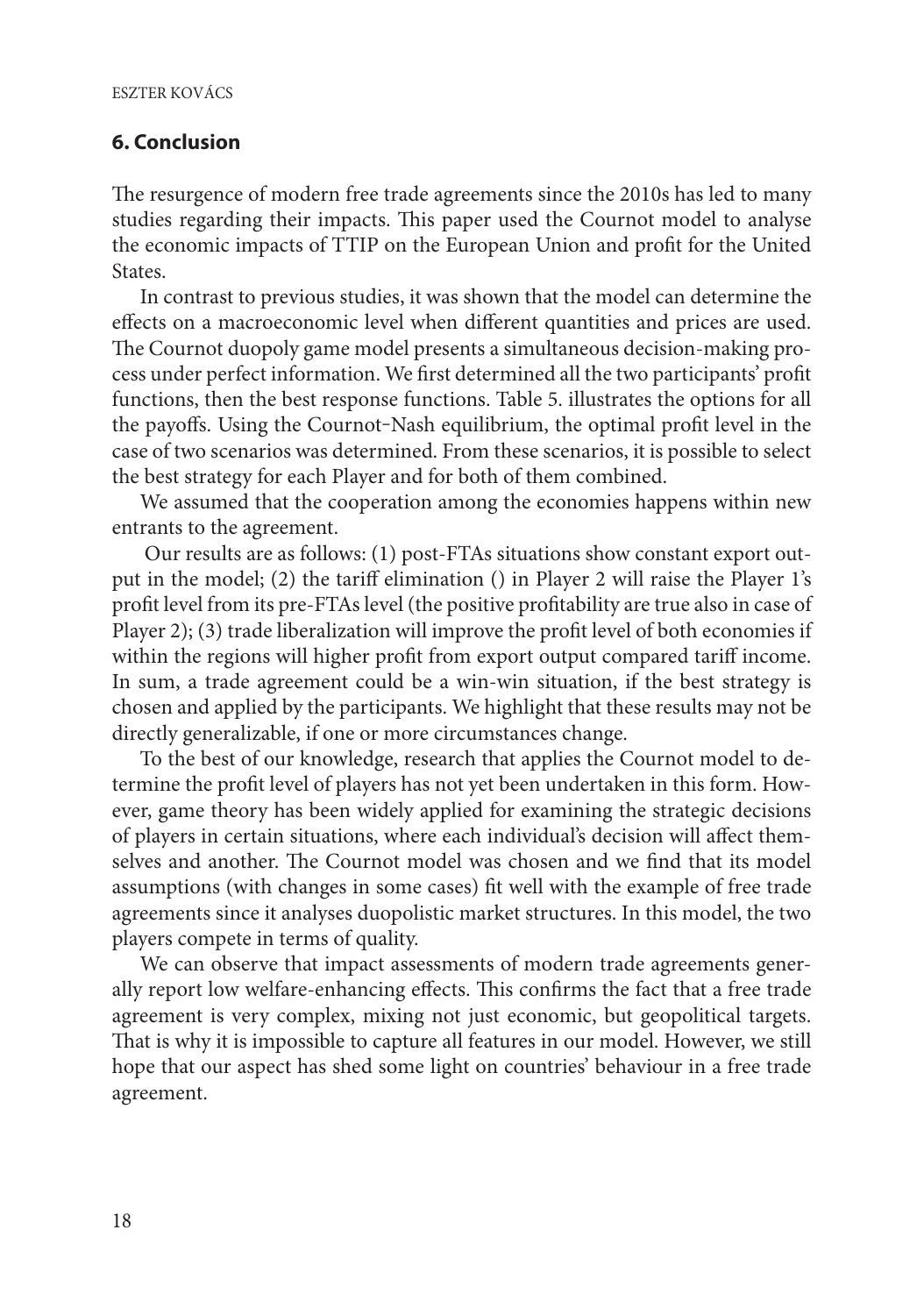## 6. Conclusion

The resurgence of modern free trade agreements since the 2010s has led to many studies regarding their impacts. This paper used the Cournot model to analyse the economic impacts of TTIP on the European Union and profit for the United States.

In contrast to previous studies, it was shown that the model can determine the effects on a macroeconomic level when different quantities and prices are used. The Cournot duopoly game model presents a simultaneous decision-making process under perfect information. We first determined all the two participants' profit functions, then the best response functions. Table 5. illustrates the options for all the payoffs. Using the Cournot–Nash equilibrium, the optimal profit level in the case of two scenarios was determined. From these scenarios, it is possible to select the best strategy for each Player and for both of them combined.

We assumed that the cooperation among the economies happens within new entrants to the agreement.

Our results are as follows: (1) post-FTAs situations show constant export output in the model; (2) the tariff elimination () in Player 2 will raise the Player 1's profit level from its pre-FTAs level (the positive profitability are true also in case of Player 2); (3) trade liberalization will improve the profit level of both economies if within the regions will higher profit from export output compared tariff income. In sum, a trade agreement could be a win-win situation, if the best strategy is chosen and applied by the participants. We highlight that these results may not be directly generalizable, if one or more circumstances change.

To the best of our knowledge, research that applies the Cournot model to determine the profit level of players has not yet been undertaken in this form. However, game theory has been widely applied for examining the strategic decisions of players in certain situations, where each individual's decision will affect themselves and another. The Cournot model was chosen and we find that its model assumptions (with changes in some cases) fit well with the example of free trade agreements since it analyses duopolistic market structures. In this model, the two players compete in terms of quality.

We can observe that impact assessments of modern trade agreements generally report low welfare-enhancing effects. This confirms the fact that a free trade agreement is very complex, mixing not just economic, but geopolitical targets. That is why it is impossible to capture all features in our model. However, we still hope that our aspect has shed some light on countries' behaviour in a free trade agreement.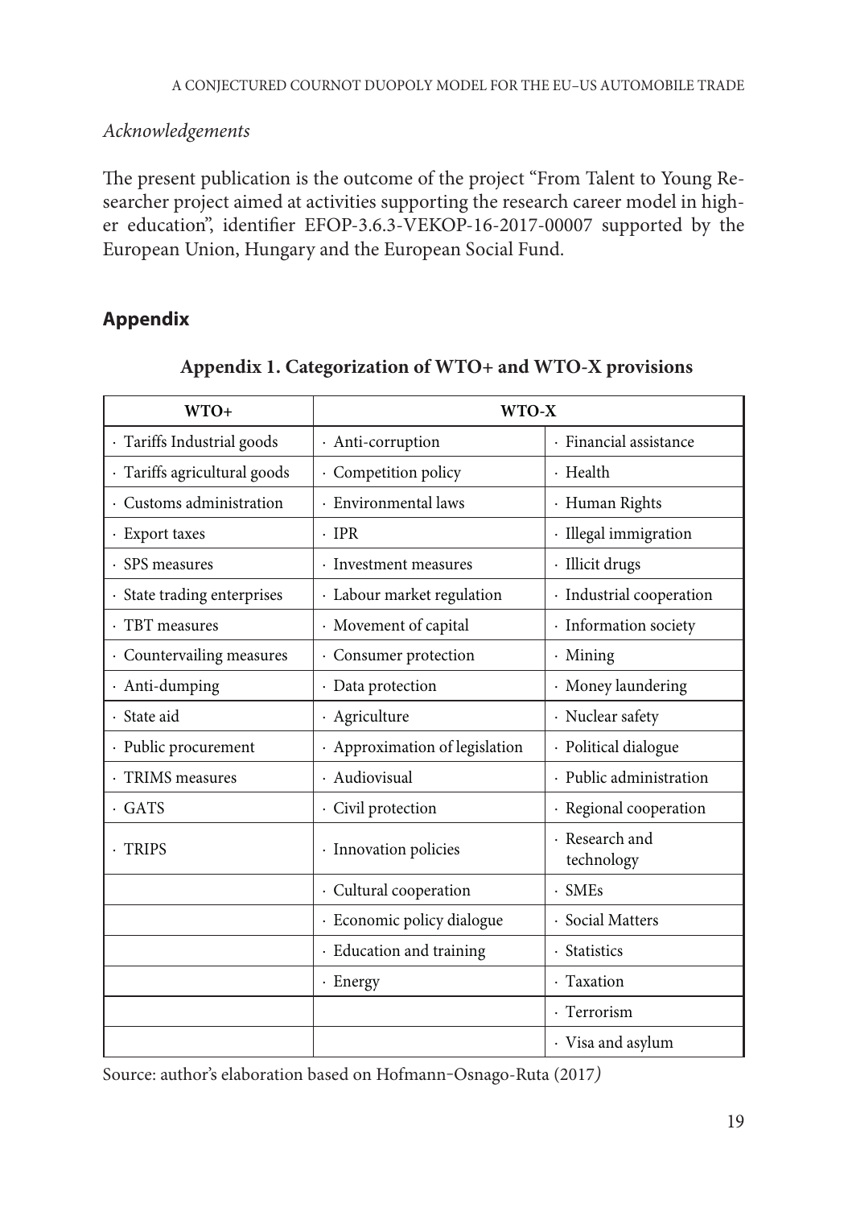*Acknowledgements*

The present publication is the outcome of the project "From Talent to Young Researcher project aimed at activities supporting the research career model in higher education", identifier EFOP-3.6.3-VEKOP-16-2017-00007 supported by the European Union, Hungary and the European Social Fund.

## Appendix

**Appendix 1. Categorization of WTO+ and WTO-X provisions**

| WTO+ | WTO-X | |
|---|---|---|
| · Tariffs Industrial goods | · Anti-corruption | · Financial assistance |
| · Tariffs agricultural goods | · Competition policy | · Health |
| · Customs administration | · Environmental laws | · Human Rights |
| · Export taxes | · IPR | · Illegal immigration |
| · SPS measures | · Investment measures | · Illicit drugs |
| · State trading enterprises | · Labour market regulation | · Industrial cooperation |
| · TBT measures | · Movement of capital | · Information society |
| · Countervailing measures | · Consumer protection | · Mining |
| · Anti-dumping | · Data protection | · Money laundering |
| · State aid | · Agriculture | · Nuclear safety |
| · Public procurement | · Approximation of legislation | · Political dialogue |
| · TRIMS measures | · Audiovisual | · Public administration |
| · GATS | · Civil protection | · Regional cooperation |
| · TRIPS | · Innovation policies | · Research and technology |
| | · Cultural cooperation | · SMEs |
| | · Economic policy dialogue | · Social Matters |
| | · Education and training | · Statistics |
| | · Energy | · Taxation |
| | | · Terrorism |
| | | · Visa and asylum |

Source: author's elaboration based on Hofmann-Osnago-Ruta (2017*)*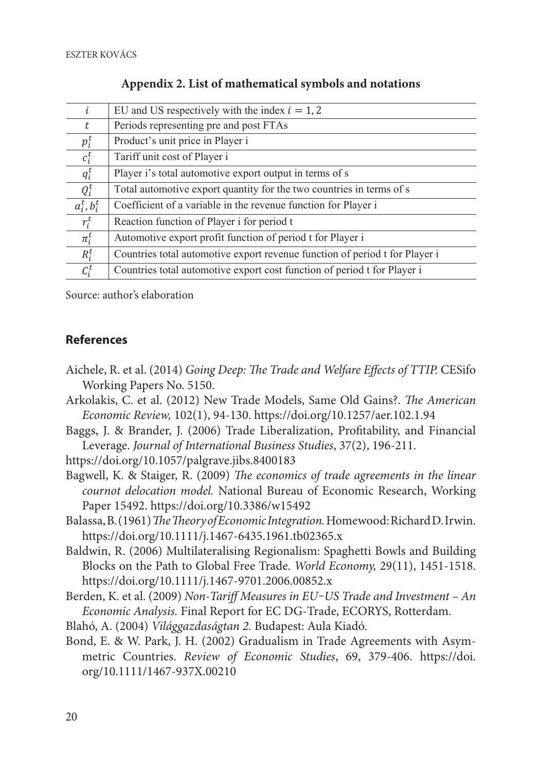## Appendix 2. List of mathematical symbols and notations

| | |
|---|---|
| $i$ | EU and US respectively with the index $i = 1, 2$ |
| $t$ | Periods representing pre and post FTAs |
| $p_i^t$ | Product's unit price in Player i |
| $c_i^t$ | Tariff unit cost of Player i |
| $q_i^t$ | Player i's total automotive export output in terms of s |
| $Q_i^t$ | Total automotive export quantity for the two countries in terms of s |
| $a_i^t, b_i^t$ | Coefficient of a variable in the revenue function for Player i |
| $r_i^t$ | Reaction function of Player i for period t |
| $\pi_i^t$ | Automotive export profit function of period t for Player i |
| $R_i^t$ | Countries total automotive export revenue function of period t for Player i |
| $C_i^t$ | Countries total automotive export cost function of period t for Player i |

Source: author's elaboration

## References

Aichele, R. et al. (2014) *Going Deep: The Trade and Welfare Effects of TTIP.* CESifo Working Papers No. 5150.

Arkolakis, C. et al. (2012) New Trade Models, Same Old Gains?. *The American Economic Review,* 102(1), 94-130. https://doi.org/10.1257/aer.102.1.94

Baggs, J. & Brander, J. (2006) Trade Liberalization, Profitability, and Financial Leverage. *Journal of International Business Studies*, 37(2), 196-211. https://doi.org/10.1057/palgrave.jibs.8400183

Bagwell, K. & Staiger, R. (2009) *The economics of trade agreements in the linear cournot delocation model.* National Bureau of Economic Research, Working Paper 15492. https://doi.org/10.3386/w15492

Balassa, B. (1961) *The Theory of Economic Integration.* Homewood: Richard D. Irwin. https://doi.org/10.1111/j.1467-6435.1961.tb02365.x

Baldwin, R. (2006) Multilateralising Regionalism: Spaghetti Bowls and Building Blocks on the Path to Global Free Trade. *World Economy,* 29(11), 1451-1518. https://doi.org/10.1111/j.1467-9701.2006.00852.x

Berden, K. et al. (2009) *Non-Tariff Measures in EU-US Trade and Investment – An Economic Analysis.* Final Report for EC DG-Trade, ECORYS, Rotterdam.

Blahó, A. (2004) *Világgazdaságtan 2.* Budapest: Aula Kiadó.

Bond, E. & W. Park, J. H. (2002) Gradualism in Trade Agreements with Asymmetric Countries. *Review of Economic Studies*, 69, 379-406. https://doi.org/10.1111/1467-937X.00210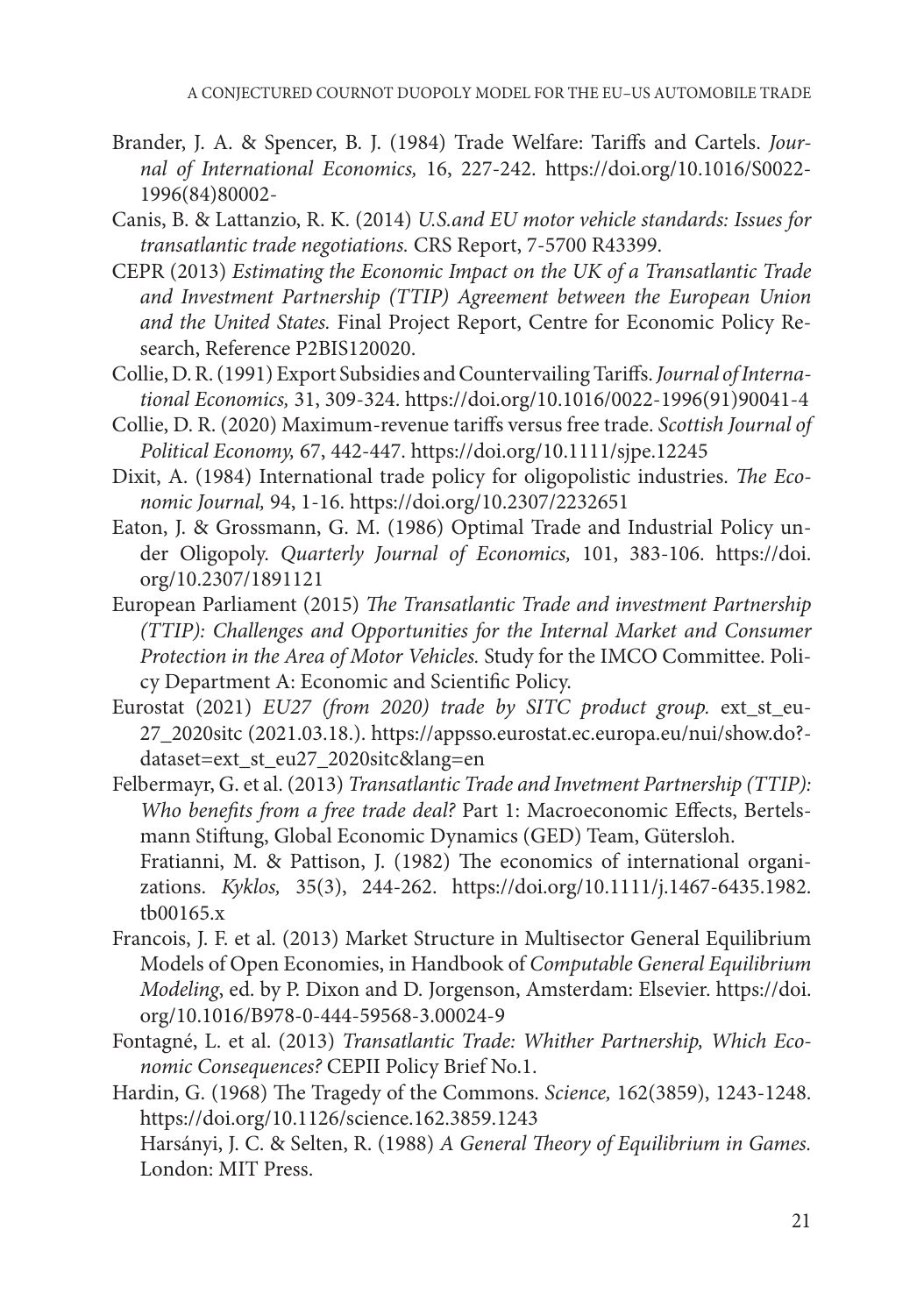Brander, J. A. & Spencer, B. J. (1984) Trade Welfare: Tariffs and Cartels. *Journal of International Economics,* 16, 227-242. https://doi.org/10.1016/S0022-1996(84)80002-

Canis, B. & Lattanzio, R. K. (2014) *U.S.and EU motor vehicle standards: Issues for transatlantic trade negotiations.* CRS Report, 7-5700 R43399.

CEPR (2013) *Estimating the Economic Impact on the UK of a Transatlantic Trade and Investment Partnership (TTIP) Agreement between the European Union and the United States.* Final Project Report, Centre for Economic Policy Research, Reference P2BIS120020.

Collie, D. R. (1991) Export Subsidies and Countervailing Tariffs. *Journal of International Economics,* 31, 309-324. https://doi.org/10.1016/0022-1996(91)90041-4

Collie, D. R. (2020) Maximum-revenue tariffs versus free trade. *Scottish Journal of Political Economy,* 67, 442-447. https://doi.org/10.1111/sjpe.12245

Dixit, A. (1984) International trade policy for oligopolistic industries. *The Economic Journal,* 94, 1-16. https://doi.org/10.2307/2232651

Eaton, J. & Grossmann, G. M. (1986) Optimal Trade and Industrial Policy under Oligopoly. *Quarterly Journal of Economics,* 101, 383-106. https://doi.org/10.2307/1891121

European Parliament (2015) *The Transatlantic Trade and investment Partnership (TTIP): Challenges and Opportunities for the Internal Market and Consumer Protection in the Area of Motor Vehicles.* Study for the IMCO Committee. Policy Department A: Economic and Scientific Policy.

Eurostat (2021) *EU27 (from 2020) trade by SITC product group.* ext_st_eu27_2020sitc (2021.03.18.). https://appsso.eurostat.ec.europa.eu/nui/show.do?dataset=ext_st_eu27_2020sitc&lang=en

Felbermayr, G. et al. (2013) *Transatlantic Trade and Invetment Partnership (TTIP): Who benefits from a free trade deal?* Part 1: Macroeconomic Effects, Bertelsmann Stiftung, Global Economic Dynamics (GED) Team, Gütersloh.

Fratianni, M. & Pattison, J. (1982) The economics of international organizations. *Kyklos,* 35(3), 244-262. https://doi.org/10.1111/j.1467-6435.1982.tb00165.x

Francois, J. F. et al. (2013) Market Structure in Multisector General Equilibrium Models of Open Economies, in Handbook of *Computable General Equilibrium Modeling*, ed. by P. Dixon and D. Jorgenson, Amsterdam: Elsevier. https://doi.org/10.1016/B978-0-444-59568-3.00024-9

Fontagné, L. et al. (2013) *Transatlantic Trade: Whither Partnership, Which Economic Consequences?* CEPII Policy Brief No.1.

Hardin, G. (1968) The Tragedy of the Commons. *Science,* 162(3859), 1243-1248. https://doi.org/10.1126/science.162.3859.1243

Harsányi, J. C. & Selten, R. (1988) *A General Theory of Equilibrium in Games.* London: MIT Press.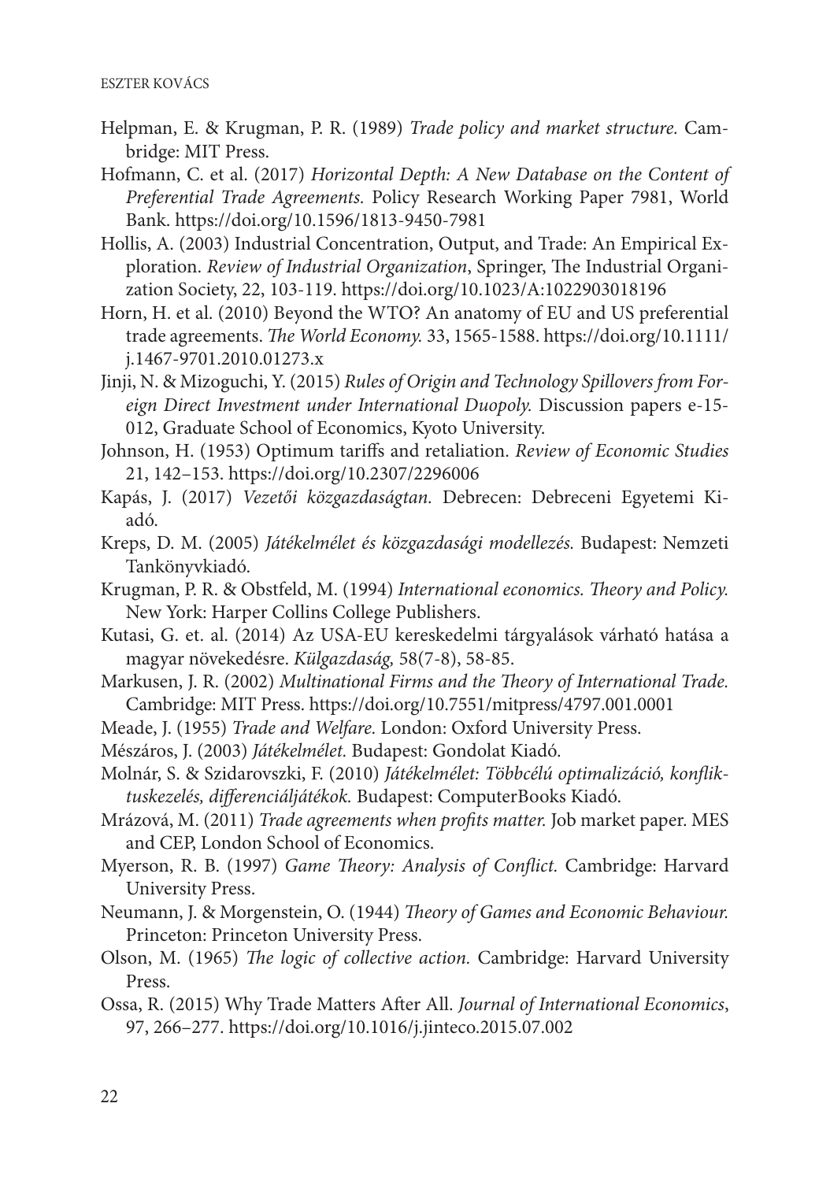Helpman, E. & Krugman, P. R. (1989) *Trade policy and market structure.* Cambridge: MIT Press.

Hofmann, C. et al. (2017) *Horizontal Depth: A New Database on the Content of Preferential Trade Agreements.* Policy Research Working Paper 7981, World Bank. https://doi.org/10.1596/1813-9450-7981

Hollis, A. (2003) Industrial Concentration, Output, and Trade: An Empirical Exploration. *Review of Industrial Organization*, Springer, The Industrial Organization Society, 22, 103-119. https://doi.org/10.1023/A:1022903018196

Horn, H. et al. (2010) Beyond the WTO? An anatomy of EU and US preferential trade agreements. *The World Economy.* 33, 1565-1588. https://doi.org/10.1111/j.1467-9701.2010.01273.x

Jinji, N. & Mizoguchi, Y. (2015) *Rules of Origin and Technology Spillovers from Foreign Direct Investment under International Duopoly.* Discussion papers e-15-012, Graduate School of Economics, Kyoto University.

Johnson, H. (1953) Optimum tariffs and retaliation. *Review of Economic Studies* 21, 142–153. https://doi.org/10.2307/2296006

Kapás, J. (2017) *Vezetői közgazdaságtan.* Debrecen: Debreceni Egyetemi Kiadó.

Kreps, D. M. (2005) *Játékelmélet és közgazdasági modellezés.* Budapest: Nemzeti Tankönyvkiadó.

Krugman, P. R. & Obstfeld, M. (1994) *International economics. Theory and Policy.* New York: Harper Collins College Publishers.

Kutasi, G. et. al. (2014) Az USA-EU kereskedelmi tárgyalások várható hatása a magyar növekedésre. *Külgazdaság,* 58(7-8), 58-85.

Markusen, J. R. (2002) *Multinational Firms and the Theory of International Trade.* Cambridge: MIT Press. https://doi.org/10.7551/mitpress/4797.001.0001

Meade, J. (1955) *Trade and Welfare.* London: Oxford University Press.

Mészáros, J. (2003) *Játékelmélet.* Budapest: Gondolat Kiadó.

Molnár, S. & Szidarovszki, F. (2010) *Játékelmélet: Többcélú optimalizáció, konfliktuskezelés, differenciáljátékok.* Budapest: ComputerBooks Kiadó.

Mrázová, M. (2011) *Trade agreements when profits matter.* Job market paper. MES and CEP, London School of Economics.

Myerson, R. B. (1997) *Game Theory: Analysis of Conflict.* Cambridge: Harvard University Press.

Neumann, J. & Morgenstein, O. (1944) *Theory of Games and Economic Behaviour.* Princeton: Princeton University Press.

Olson, M. (1965) *The logic of collective action.* Cambridge: Harvard University Press.

Ossa, R. (2015) Why Trade Matters After All. *Journal of International Economics*, 97, 266–277. https://doi.org/10.1016/j.jinteco.2015.07.002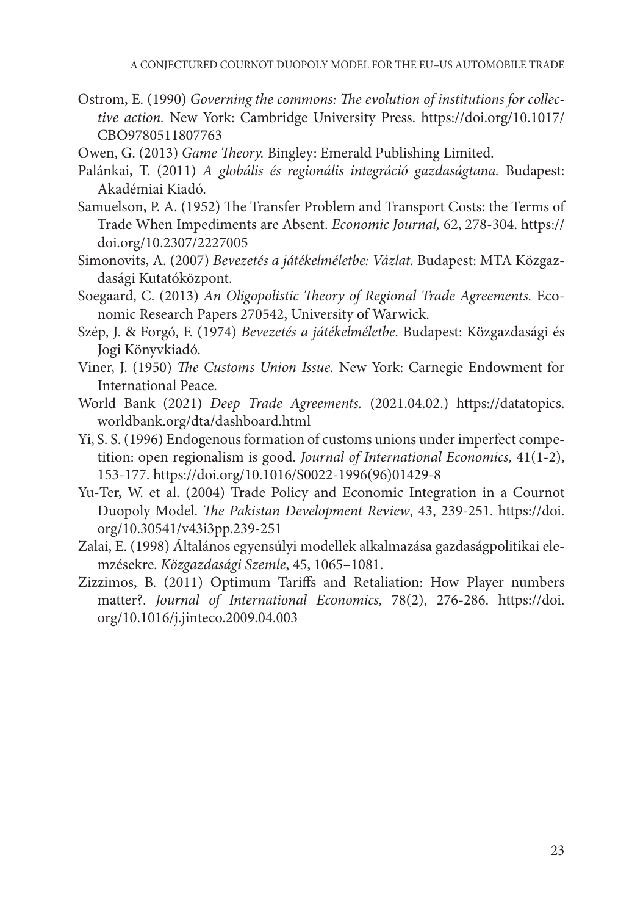Ostrom, E. (1990) *Governing the commons: The evolution of institutions for collective action.* New York: Cambridge University Press. https://doi.org/10.1017/CBO9780511807763

Owen, G. (2013) *Game Theory.* Bingley: Emerald Publishing Limited.

Palánkai, T. (2011) *A globális és regionális integráció gazdaságtana.* Budapest: Akadémiai Kiadó.

Samuelson, P. A. (1952) The Transfer Problem and Transport Costs: the Terms of Trade When Impediments are Absent. *Economic Journal,* 62, 278-304. https://doi.org/10.2307/2227005

Simonovits, A. (2007) *Bevezetés a játékelméletbe: Vázlat.* Budapest: MTA Közgazdasági Kutatóközpont.

Soegaard, C. (2013) *An Oligopolistic Theory of Regional Trade Agreements.* Economic Research Papers 270542, University of Warwick.

Szép, J. & Forgó, F. (1974) *Bevezetés a játékelméletbe.* Budapest: Közgazdasági és Jogi Könyvkiadó.

Viner, J. (1950) *The Customs Union Issue.* New York: Carnegie Endowment for International Peace.

World Bank (2021) *Deep Trade Agreements.* (2021.04.02.) https://datatopics.worldbank.org/dta/dashboard.html

Yi, S. S. (1996) Endogenous formation of customs unions under imperfect competition: open regionalism is good. *Journal of International Economics,* 41(1-2), 153-177. https://doi.org/10.1016/S0022-1996(96)01429-8

Yu-Ter, W. et al. (2004) Trade Policy and Economic Integration in a Cournot Duopoly Model. *The Pakistan Development Review*, 43, 239-251. https://doi.org/10.30541/v43i3pp.239-251

Zalai, E. (1998) Általános egyensúlyi modellek alkalmazása gazdaságpolitikai elemzésekre. *Közgazdasági Szemle*, 45, 1065–1081.

Zizzimos, B. (2011) Optimum Tariffs and Retaliation: How Player numbers matter?. *Journal of International Economics,* 78(2), 276-286. https://doi.org/10.1016/j.jinteco.2009.04.003